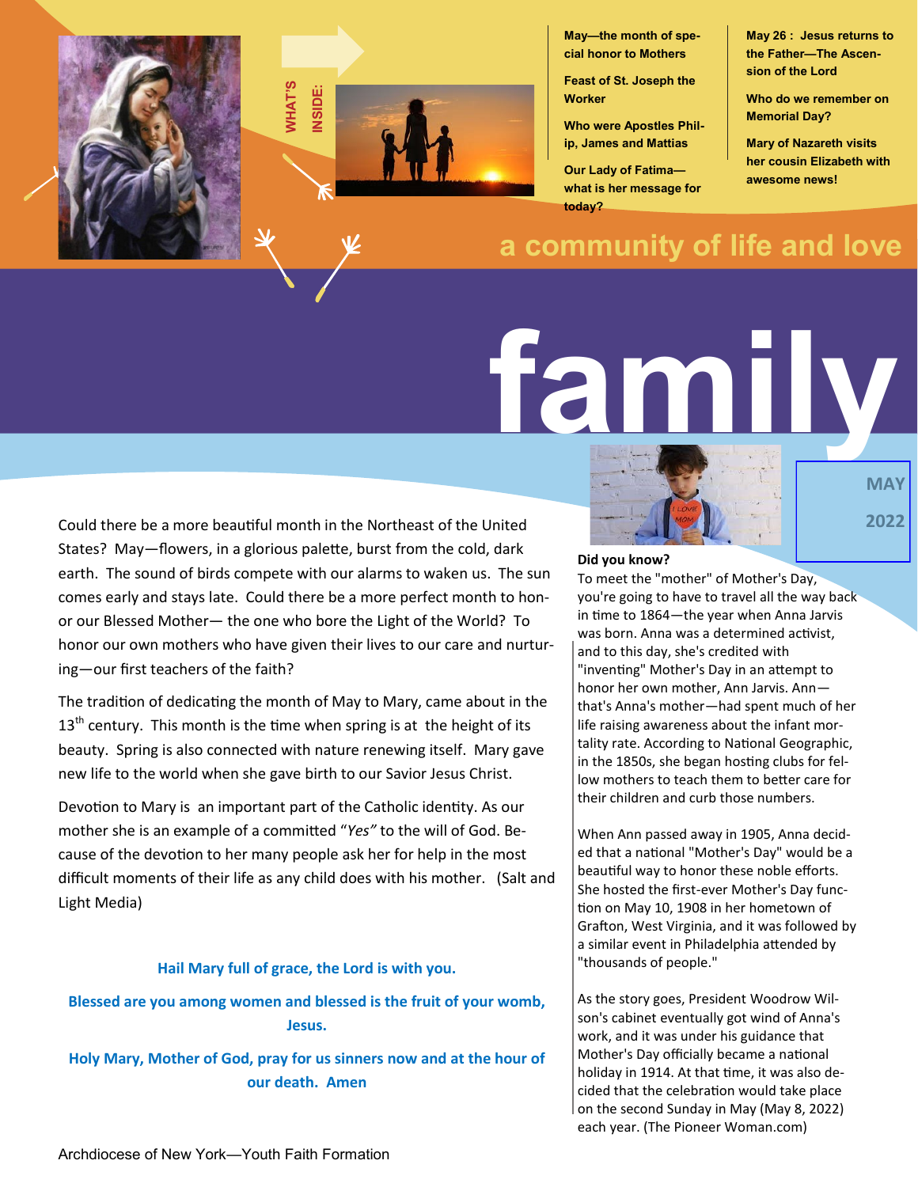**WHAT'S INSIDE:**

- May—the month of special honor to Mothers
- Feast of St. Joseph the Worker
- Who were Apostles Philip, James and Mattias
- Our Lady of Fatima—what is her message for today?
- May 26 : Jesus returns to the Father—The Ascension of the Lord
- Who do we remember on Memorial Day?
- Mary of Nazareth visits her cousin Elizabeth with awesome news!

## a community of life and love

# family

**MAY 2022**

Could there be a more beautiful month in the Northeast of the United States? May—flowers, in a glorious palette, burst from the cold, dark earth. The sound of birds compete with our alarms to waken us. The sun comes early and stays late. Could there be a more perfect month to honor our Blessed Mother— the one who bore the Light of the World? To honor our own mothers who have given their lives to our care and nurturing—our first teachers of the faith?

The tradition of dedicating the month of May to Mary, came about in the 13th century. This month is the time when spring is at the height of its beauty. Spring is also connected with nature renewing itself. Mary gave new life to the world when she gave birth to our Savior Jesus Christ.

Devotion to Mary is an important part of the Catholic identity. As our mother she is an example of a committed "*Yes*" to the will of God. Because of the devotion to her many people ask her for help in the most difficult moments of their life as any child does with his mother. (Salt and Light Media)

**Hail Mary full of grace, the Lord is with you.**

**Blessed are you among women and blessed is the fruit of your womb, Jesus.**

**Holy Mary, Mother of God, pray for us sinners now and at the hour of our death. Amen**

**Did you know?**

To meet the "mother" of Mother's Day, you're going to have to travel all the way back in time to 1864—the year when Anna Jarvis was born. Anna was a determined activist, and to this day, she's credited with "inventing" Mother's Day in an attempt to honor her own mother, Ann Jarvis. Ann—that's Anna's mother—had spent much of her life raising awareness about the infant mortality rate. According to National Geographic, in the 1850s, she began hosting clubs for fellow mothers to teach them to better care for their children and curb those numbers.

When Ann passed away in 1905, Anna decided that a national "Mother's Day" would be a beautiful way to honor these noble efforts. She hosted the first-ever Mother's Day function on May 10, 1908 in her hometown of Grafton, West Virginia, and it was followed by a similar event in Philadelphia attended by "thousands of people."

As the story goes, President Woodrow Wilson's cabinet eventually got wind of Anna's work, and it was under his guidance that Mother's Day officially became a national holiday in 1914. At that time, it was also decided that the celebration would take place on the second Sunday in May (May 8, 2022) each year. (The Pioneer Woman.com)

Archdiocese of New York—Youth Faith Formation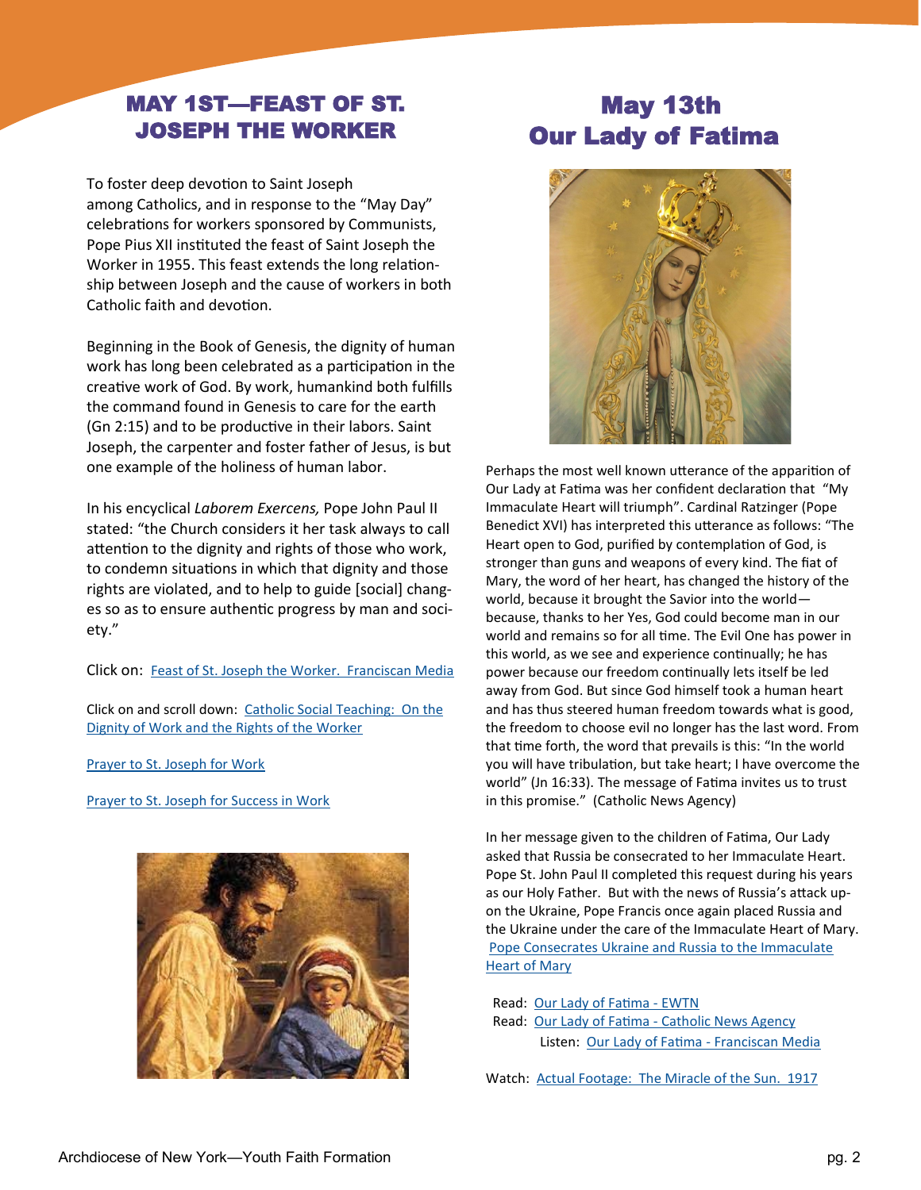## MAY 1ST—FEAST OF ST. JOSEPH THE WORKER

To foster deep devotion to Saint Joseph among Catholics, and in response to the "May Day" celebrations for workers sponsored by Communists, Pope Pius XII instituted the feast of Saint Joseph the Worker in 1955. This feast extends the long relationship between Joseph and the cause of workers in both Catholic faith and devotion.

Beginning in the Book of Genesis, the dignity of human work has long been celebrated as a participation in the creative work of God. By work, humankind both fulfills the command found in Genesis to care for the earth (Gn 2:15) and to be productive in their labors. Saint Joseph, the carpenter and foster father of Jesus, is but one example of the holiness of human labor.

In his encyclical *Laborem Exercens,* Pope John Paul II stated: "the Church considers it her task always to call attention to the dignity and rights of those who work, to condemn situations in which that dignity and those rights are violated, and to help to guide [social] changes so as to ensure authentic progress by man and society."

Click on: Feast of St. Joseph the Worker. Franciscan Media

Click on and scroll down: Catholic Social Teaching: On the Dignity of Work and the Rights of the Worker

Prayer to St. Joseph for Work

Prayer to St. Joseph for Success in Work

## May 13th Our Lady of Fatima

Perhaps the most well known utterance of the apparition of Our Lady at Fatima was her confident declaration that "My Immaculate Heart will triumph". Cardinal Ratzinger (Pope Benedict XVI) has interpreted this utterance as follows: "The Heart open to God, purified by contemplation of God, is stronger than guns and weapons of every kind. The fiat of Mary, the word of her heart, has changed the history of the world, because it brought the Savior into the world—because, thanks to her Yes, God could become man in our world and remains so for all time. The Evil One has power in this world, as we see and experience continually; he has power because our freedom continually lets itself be led away from God. But since God himself took a human heart and has thus steered human freedom towards what is good, the freedom to choose evil no longer has the last word. From that time forth, the word that prevails is this: "In the world you will have tribulation, but take heart; I have overcome the world" (Jn 16:33). The message of Fatima invites us to trust in this promise." (Catholic News Agency)

In her message given to the children of Fatima, Our Lady asked that Russia be consecrated to her Immaculate Heart. Pope St. John Paul II completed this request during his years as our Holy Father. But with the news of Russia's attack upon the Ukraine, Pope Francis once again placed Russia and the Ukraine under the care of the Immaculate Heart of Mary. Pope Consecrates Ukraine and Russia to the Immaculate Heart of Mary

Read: Our Lady of Fatima - EWTN
Read: Our Lady of Fatima - Catholic News Agency
Listen: Our Lady of Fatima - Franciscan Media

Watch: Actual Footage: The Miracle of the Sun. 1917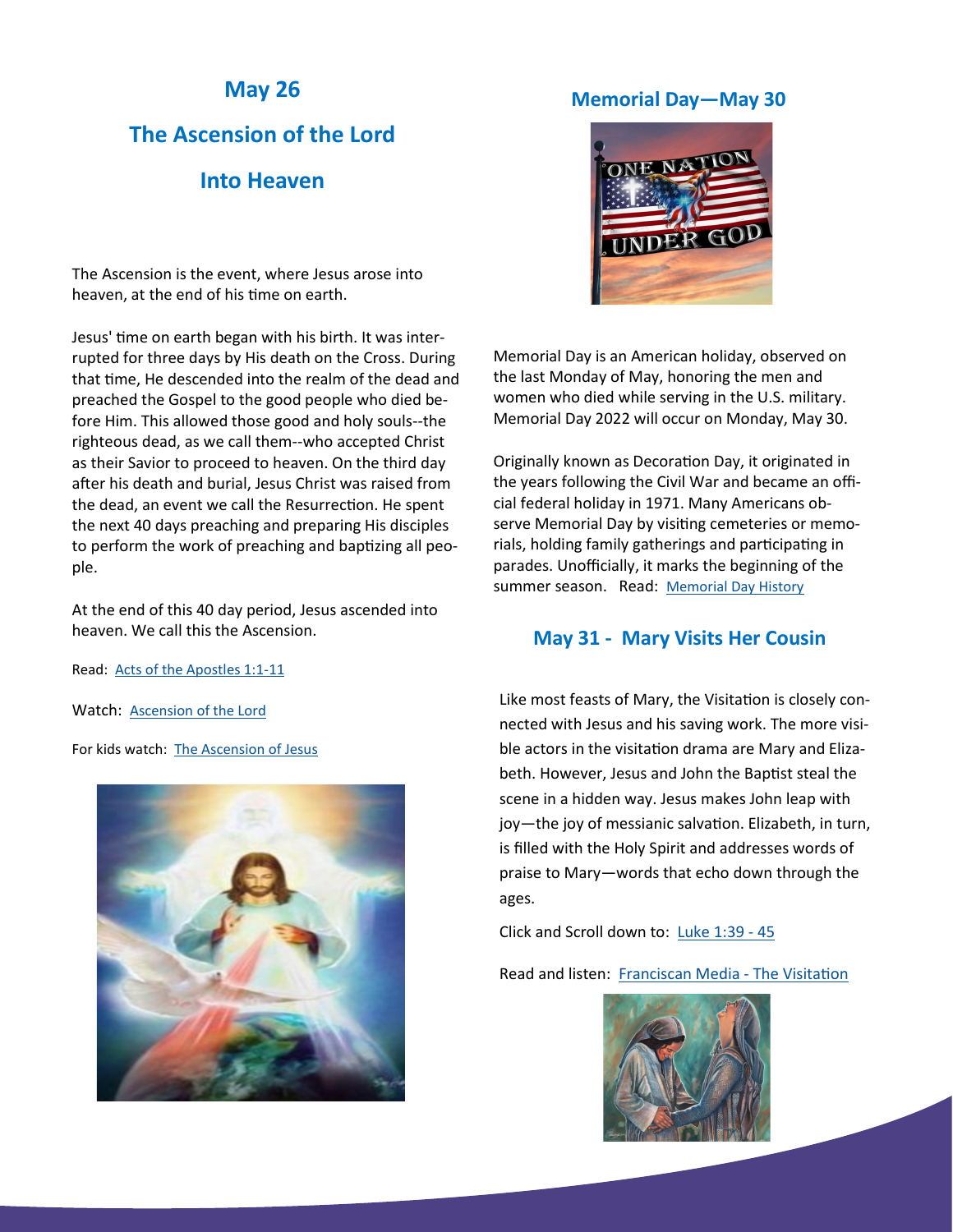## May 26

## The Ascension of the Lord

## Into Heaven

The Ascension is the event, where Jesus arose into heaven, at the end of his time on earth.

Jesus' time on earth began with his birth. It was interrupted for three days by His death on the Cross. During that time, He descended into the realm of the dead and preached the Gospel to the good people who died before Him. This allowed those good and holy souls--the righteous dead, as we call them--who accepted Christ as their Savior to proceed to heaven. On the third day after his death and burial, Jesus Christ was raised from the dead, an event we call the Resurrection. He spent the next 40 days preaching and preparing His disciples to perform the work of preaching and baptizing all people.

At the end of this 40 day period, Jesus ascended into heaven. We call this the Ascension.

Read: [Acts of the Apostles 1:1-11]

Watch: [Ascension of the Lord]

For kids watch: [The Ascension of Jesus]

## Memorial Day—May 30

Memorial Day is an American holiday, observed on the last Monday of May, honoring the men and women who died while serving in the U.S. military. Memorial Day 2022 will occur on Monday, May 30.

Originally known as Decoration Day, it originated in the years following the Civil War and became an official federal holiday in 1971. Many Americans observe Memorial Day by visiting cemeteries or memorials, holding family gatherings and participating in parades. Unofficially, it marks the beginning of the summer season. Read: [Memorial Day History]

## May 31 - Mary Visits Her Cousin

Like most feasts of Mary, the Visitation is closely connected with Jesus and his saving work. The more visible actors in the visitation drama are Mary and Elizabeth. However, Jesus and John the Baptist steal the scene in a hidden way. Jesus makes John leap with joy—the joy of messianic salvation. Elizabeth, in turn, is filled with the Holy Spirit and addresses words of praise to Mary—words that echo down through the ages.

Click and Scroll down to: [Luke 1:39 - 45]

Read and listen: [Franciscan Media - The Visitation]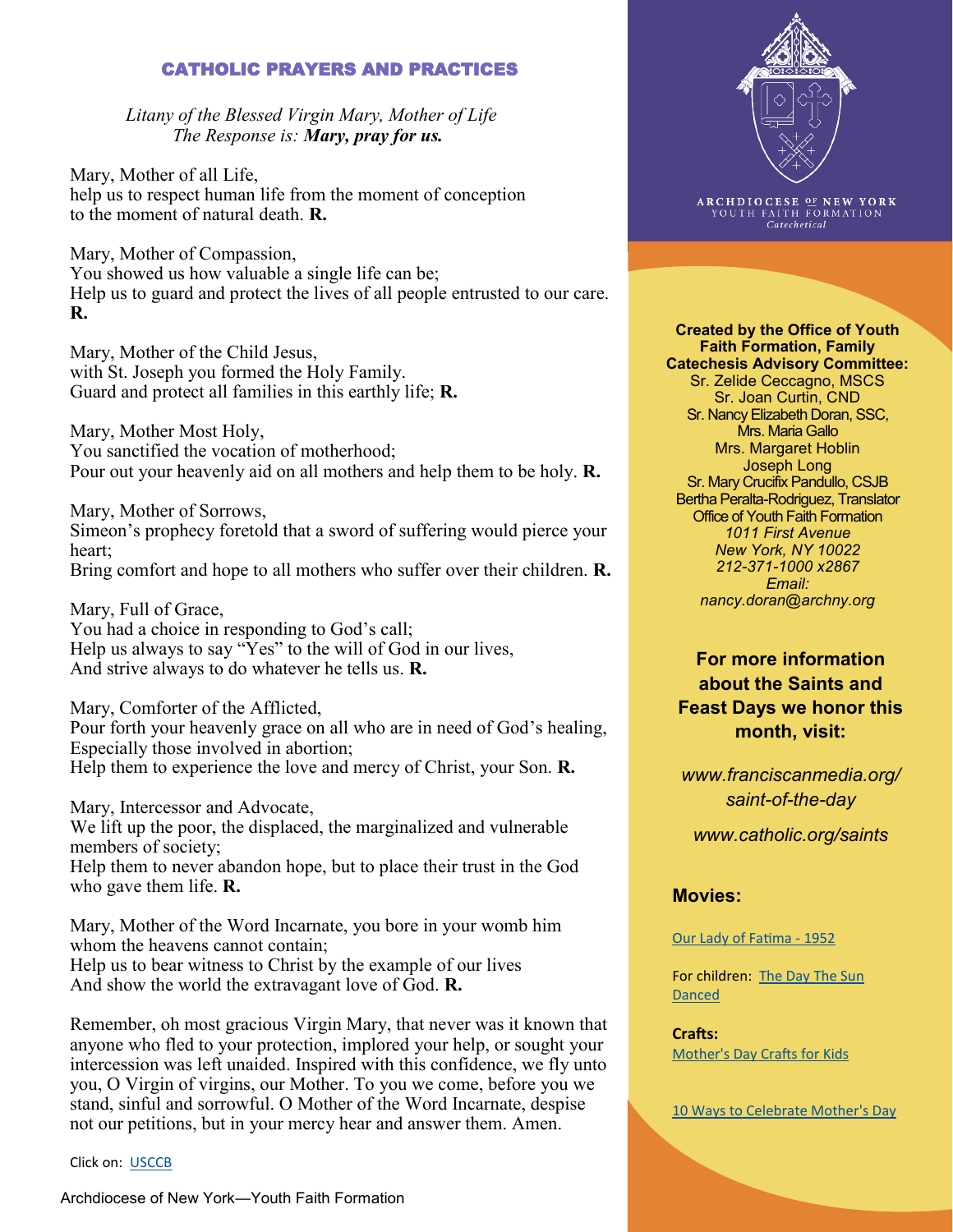## CATHOLIC PRAYERS AND PRACTICES

*Litany of the Blessed Virgin Mary, Mother of Life*
*The Response is:* ***Mary, pray for us.***

Mary, Mother of all Life,
help us to respect human life from the moment of conception
to the moment of natural death. **R.**

Mary, Mother of Compassion,
You showed us how valuable a single life can be;
Help us to guard and protect the lives of all people entrusted to our care. **R.**

Mary, Mother of the Child Jesus,
with St. Joseph you formed the Holy Family.
Guard and protect all families in this earthly life; **R.**

Mary, Mother Most Holy,
You sanctified the vocation of motherhood;
Pour out your heavenly aid on all mothers and help them to be holy. **R.**

Mary, Mother of Sorrows,
Simeon's prophecy foretold that a sword of suffering would pierce your heart;
Bring comfort and hope to all mothers who suffer over their children. **R.**

Mary, Full of Grace,
You had a choice in responding to God's call;
Help us always to say "Yes" to the will of God in our lives,
And strive always to do whatever he tells us. **R.**

Mary, Comforter of the Afflicted,
Pour forth your heavenly grace on all who are in need of God's healing,
Especially those involved in abortion;
Help them to experience the love and mercy of Christ, your Son. **R.**

Mary, Intercessor and Advocate,
We lift up the poor, the displaced, the marginalized and vulnerable members of society;
Help them to never abandon hope, but to place their trust in the God who gave them life. **R.**

Mary, Mother of the Word Incarnate, you bore in your womb him whom the heavens cannot contain;
Help us to bear witness to Christ by the example of our lives
And show the world the extravagant love of God. **R.**

Remember, oh most gracious Virgin Mary, that never was it known that anyone who fled to your protection, implored your help, or sought your intercession was left unaided. Inspired with this confidence, we fly unto you, O Virgin of virgins, our Mother. To you we come, before you we stand, sinful and sorrowful. O Mother of the Word Incarnate, despise not our petitions, but in your mercy hear and answer them. Amen.

Click on: USCCB

ARCHDIOCESE OF NEW YORK
YOUTH FAITH FORMATION
*Catechetical*

**Created by the Office of Youth Faith Formation, Family Catechesis Advisory Committee:**
Sr. Zelide Ceccagno, MSCS
Sr. Joan Curtin, CND
Sr. Nancy Elizabeth Doran, SSC,
Mrs. Maria Gallo
Mrs. Margaret Hoblin
Joseph Long
Sr. Mary Crucifix Pandullo, CSJB
Bertha Peralta-Rodriguez, Translator
Office of Youth Faith Formation
*1011 First Avenue*
*New York, NY 10022*
*212-371-1000 x2867*
*Email:*
*nancy.doran@archny.org*

**For more information about the Saints and Feast Days we honor this month, visit:**

*www.franciscanmedia.org/saint-of-the-day*

*www.catholic.org/saints*

### Movies:

Our Lady of Fatima - 1952

For children: The Day The Sun Danced

**Crafts:**
Mother's Day Crafts for Kids

10 Ways to Celebrate Mother's Day

Archdiocese of New York—Youth Faith Formation